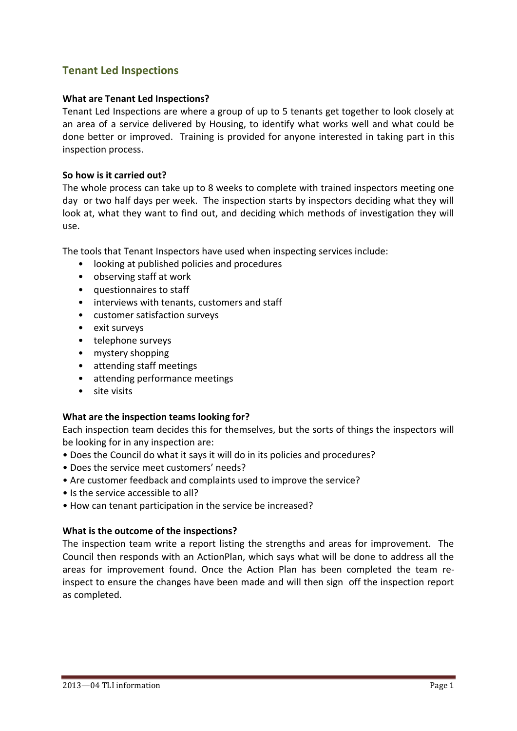# Tenant Led Inspections

**What are Tenant Led Inspections?**

Tenant Led Inspections are where a group of up to 5 tenants get together to look closely at an area of a service delivered by Housing, to identify what works well and what could be done better or improved. Training is provided for anyone interested in taking part in this inspection process.

**So how is it carried out?**

The whole process can take up to 8 weeks to complete with trained inspectors meeting one day or two half days per week. The inspection starts by inspectors deciding what they will look at, what they want to find out, and deciding which methods of investigation they will use.

The tools that Tenant Inspectors have used when inspecting services include:

- looking at published policies and procedures
- observing staff at work
- questionnaires to staff
- interviews with tenants, customers and staff
- customer satisfaction surveys
- exit surveys
- telephone surveys
- mystery shopping
- attending staff meetings
- attending performance meetings
- site visits

**What are the inspection teams looking for?**

Each inspection team decides this for themselves, but the sorts of things the inspectors will be looking for in any inspection are:

- Does the Council do what it says it will do in its policies and procedures?
- Does the service meet customers' needs?
- Are customer feedback and complaints used to improve the service?
- Is the service accessible to all?
- How can tenant participation in the service be increased?

**What is the outcome of the inspections?**

The inspection team write a report listing the strengths and areas for improvement. The Council then responds with an ActionPlan, which says what will be done to address all the areas for improvement found. Once the Action Plan has been completed the team re-inspect to ensure the changes have been made and will then sign off the inspection report as completed.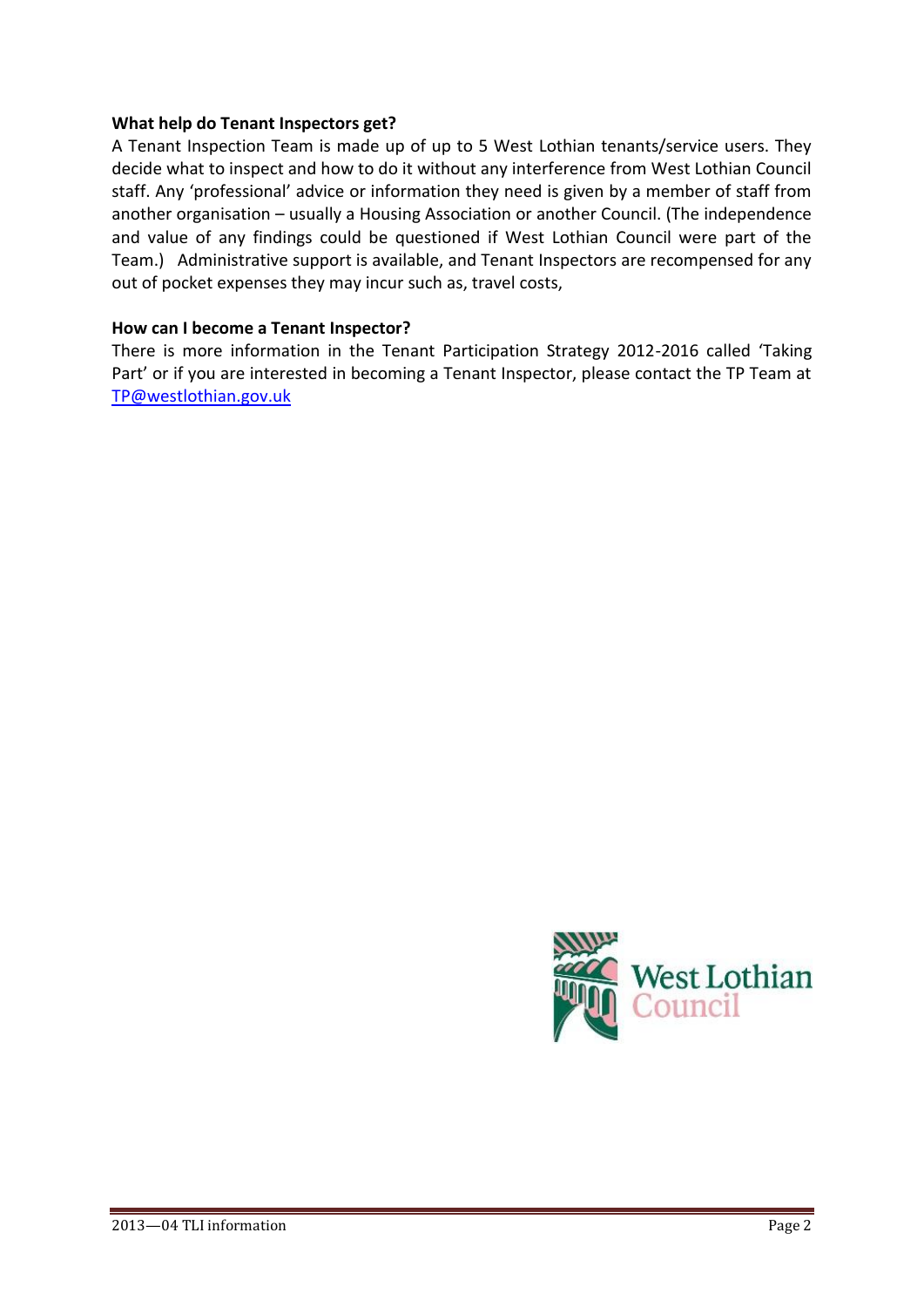**What help do Tenant Inspectors get?**

A Tenant Inspection Team is made up of up to 5 West Lothian tenants/service users. They decide what to inspect and how to do it without any interference from West Lothian Council staff. Any 'professional' advice or information they need is given by a member of staff from another organisation – usually a Housing Association or another Council. (The independence and value of any findings could be questioned if West Lothian Council were part of the Team.) Administrative support is available, and Tenant Inspectors are recompensed for any out of pocket expenses they may incur such as, travel costs,

**How can I become a Tenant Inspector?**

There is more information in the Tenant Participation Strategy 2012-2016 called 'Taking Part' or if you are interested in becoming a Tenant Inspector, please contact the TP Team at TP@westlothian.gov.uk

West Lothian Council